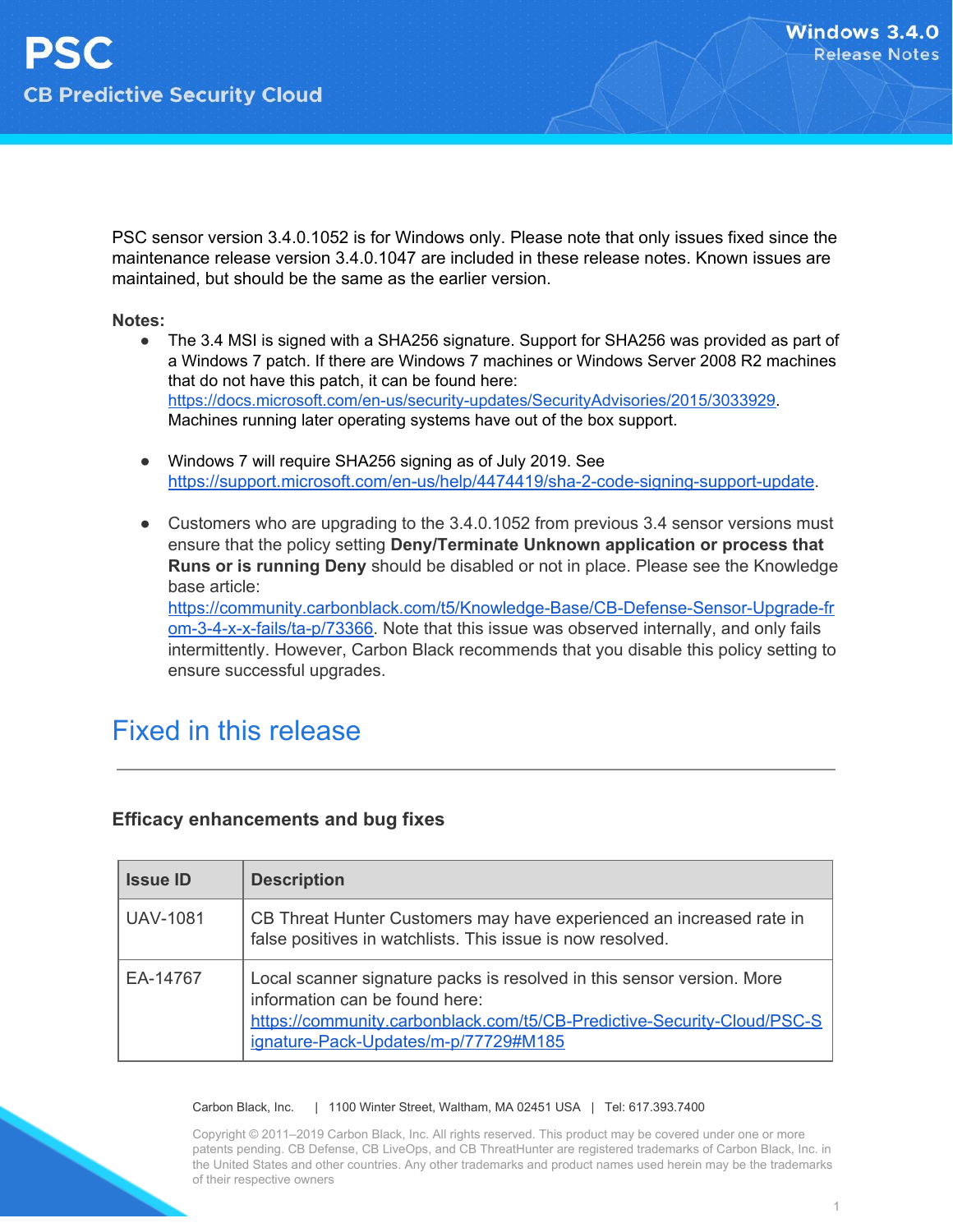# PSC

## CB Predictive Security Cloud

**Windows 3.4.0**
**Release Notes**

PSC sensor version 3.4.0.1052 is for Windows only. Please note that only issues fixed since the maintenance release version 3.4.0.1047 are included in these release notes. Known issues are maintained, but should be the same as the earlier version.

**Notes:**

- The 3.4 MSI is signed with a SHA256 signature. Support for SHA256 was provided as part of a Windows 7 patch. If there are Windows 7 machines or Windows Server 2008 R2 machines that do not have this patch, it can be found here: https://docs.microsoft.com/en-us/security-updates/SecurityAdvisories/2015/3033929. Machines running later operating systems have out of the box support.

- Windows 7 will require SHA256 signing as of July 2019. See https://support.microsoft.com/en-us/help/4474419/sha-2-code-signing-support-update.

- Customers who are upgrading to the 3.4.0.1052 from previous 3.4 sensor versions must ensure that the policy setting **Deny/Terminate Unknown application or process that Runs or is running Deny** should be disabled or not in place. Please see the Knowledge base article: https://community.carbonblack.com/t5/Knowledge-Base/CB-Defense-Sensor-Upgrade-from-3-4-x-x-fails/ta-p/73366. Note that this issue was observed internally, and only fails intermittently. However, Carbon Black recommends that you disable this policy setting to ensure successful upgrades.

# Fixed in this release

### Efficacy enhancements and bug fixes

| Issue ID | Description |
|---|---|
| UAV-1081 | CB Threat Hunter Customers may have experienced an increased rate in false positives in watchlists. This issue is now resolved. |
| EA-14767 | Local scanner signature packs is resolved in this sensor version. More information can be found here: https://community.carbonblack.com/t5/CB-Predictive-Security-Cloud/PSC-Signature-Pack-Updates/m-p/77729#M185 |

Carbon Black, Inc. | 1100 Winter Street, Waltham, MA 02451 USA | Tel: 617.393.7400

Copyright © 2011–2019 Carbon Black, Inc. All rights reserved. This product may be covered under one or more patents pending. CB Defense, CB LiveOps, and CB ThreatHunter are registered trademarks of Carbon Black, Inc. in the United States and other countries. Any other trademarks and product names used herein may be the trademarks of their respective owners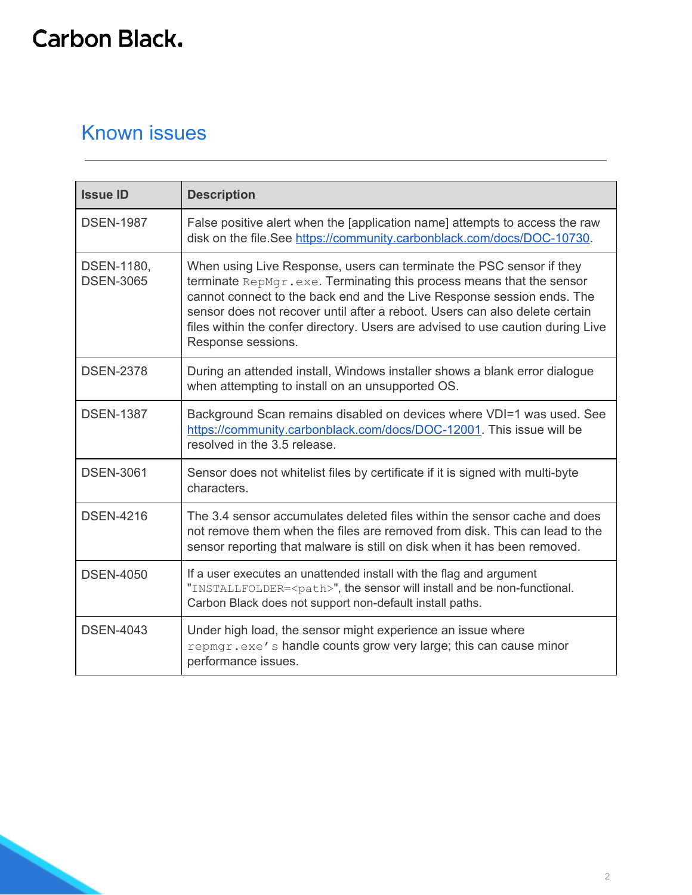## Known issues

| Issue ID | Description |
|---|---|
| DSEN-1987 | False positive alert when the [application name] attempts to access the raw disk on the file.See https://community.carbonblack.com/docs/DOC-10730. |
| DSEN-1180, DSEN-3065 | When using Live Response, users can terminate the PSC sensor if they terminate `RepMgr.exe`. Terminating this process means that the sensor cannot connect to the back end and the Live Response session ends. The sensor does not recover until after a reboot. Users can also delete certain files within the confer directory. Users are advised to use caution during Live Response sessions. |
| DSEN-2378 | During an attended install, Windows installer shows a blank error dialogue when attempting to install on an unsupported OS. |
| DSEN-1387 | Background Scan remains disabled on devices where VDI=1 was used. See https://community.carbonblack.com/docs/DOC-12001. This issue will be resolved in the 3.5 release. |
| DSEN-3061 | Sensor does not whitelist files by certificate if it is signed with multi-byte characters. |
| DSEN-4216 | The 3.4 sensor accumulates deleted files within the sensor cache and does not remove them when the files are removed from disk. This can lead to the sensor reporting that malware is still on disk when it has been removed. |
| DSEN-4050 | If a user executes an unattended install with the flag and argument "`INSTALLFOLDER=<path>`", the sensor will install and be non-functional. Carbon Black does not support non-default install paths. |
| DSEN-4043 | Under high load, the sensor might experience an issue where `repmgr.exe's` handle counts grow very large; this can cause minor performance issues. |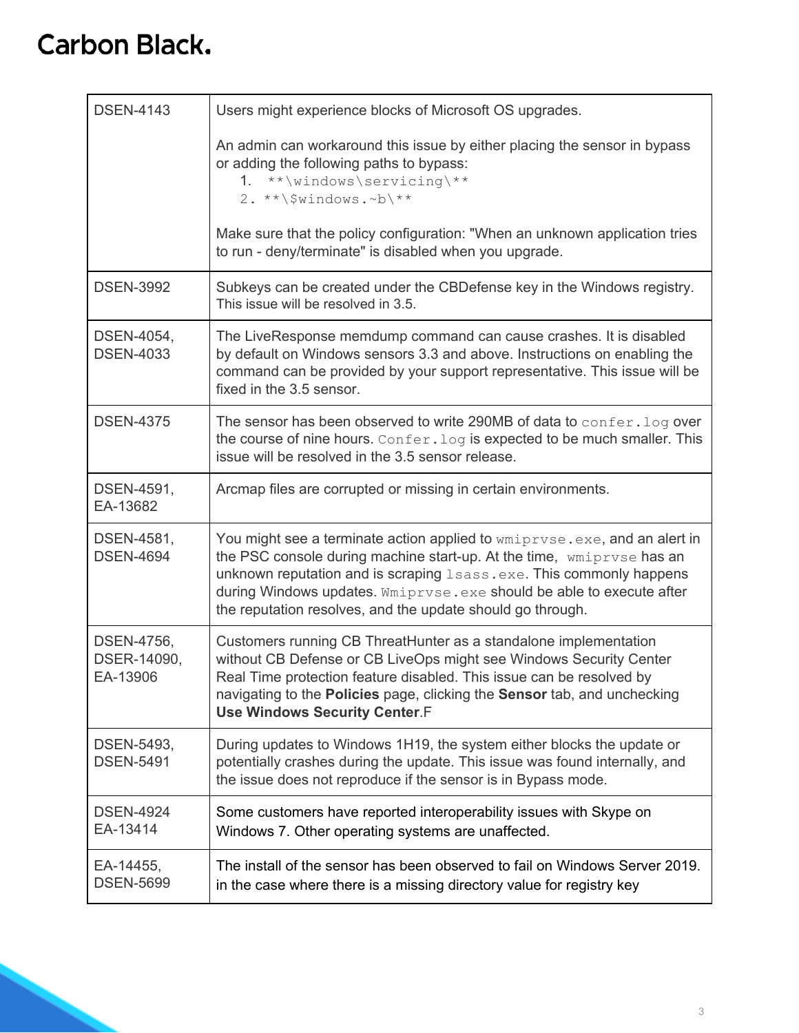| | |
|---|---|
| DSEN-4143 | Users might experience blocks of Microsoft OS upgrades.<br><br>An admin can workaround this issue by either placing the sensor in bypass or adding the following paths to bypass:<br>1. `**\windows\servicing\**`<br>2. `**\$windows.~b\**`<br><br>Make sure that the policy configuration: "When an unknown application tries to run - deny/terminate" is disabled when you upgrade. |
| DSEN-3992 | Subkeys can be created under the CBDefense key in the Windows registry. This issue will be resolved in 3.5. |
| DSEN-4054, DSEN-4033 | The LiveResponse memdump command can cause crashes. It is disabled by default on Windows sensors 3.3 and above. Instructions on enabling the command can be provided by your support representative. This issue will be fixed in the 3.5 sensor. |
| DSEN-4375 | The sensor has been observed to write 290MB of data to `confer.log` over the course of nine hours. `Confer.log` is expected to be much smaller. This issue will be resolved in the 3.5 sensor release. |
| DSEN-4591, EA-13682 | Arcmap files are corrupted or missing in certain environments. |
| DSEN-4581, DSEN-4694 | You might see a terminate action applied to `wmiprvse.exe`, and an alert in the PSC console during machine start-up. At the time, `wmiprvse` has an unknown reputation and is scraping `lsass.exe`. This commonly happens during Windows updates. `Wmiprvse.exe` should be able to execute after the reputation resolves, and the update should go through. |
| DSEN-4756, DSER-14090, EA-13906 | Customers running CB ThreatHunter as a standalone implementation without CB Defense or CB LiveOps might see Windows Security Center Real Time protection feature disabled. This issue can be resolved by navigating to the **Policies** page, clicking the **Sensor** tab, and unchecking **Use Windows Security Center**.F |
| DSEN-5493, DSEN-5491 | During updates to Windows 1H19, the system either blocks the update or potentially crashes during the update. This issue was found internally, and the issue does not reproduce if the sensor is in Bypass mode. |
| DSEN-4924 EA-13414 | Some customers have reported interoperability issues with Skype on Windows 7. Other operating systems are unaffected. |
| EA-14455, DSEN-5699 | The install of the sensor has been observed to fail on Windows Server 2019. in the case where there is a missing directory value for registry key |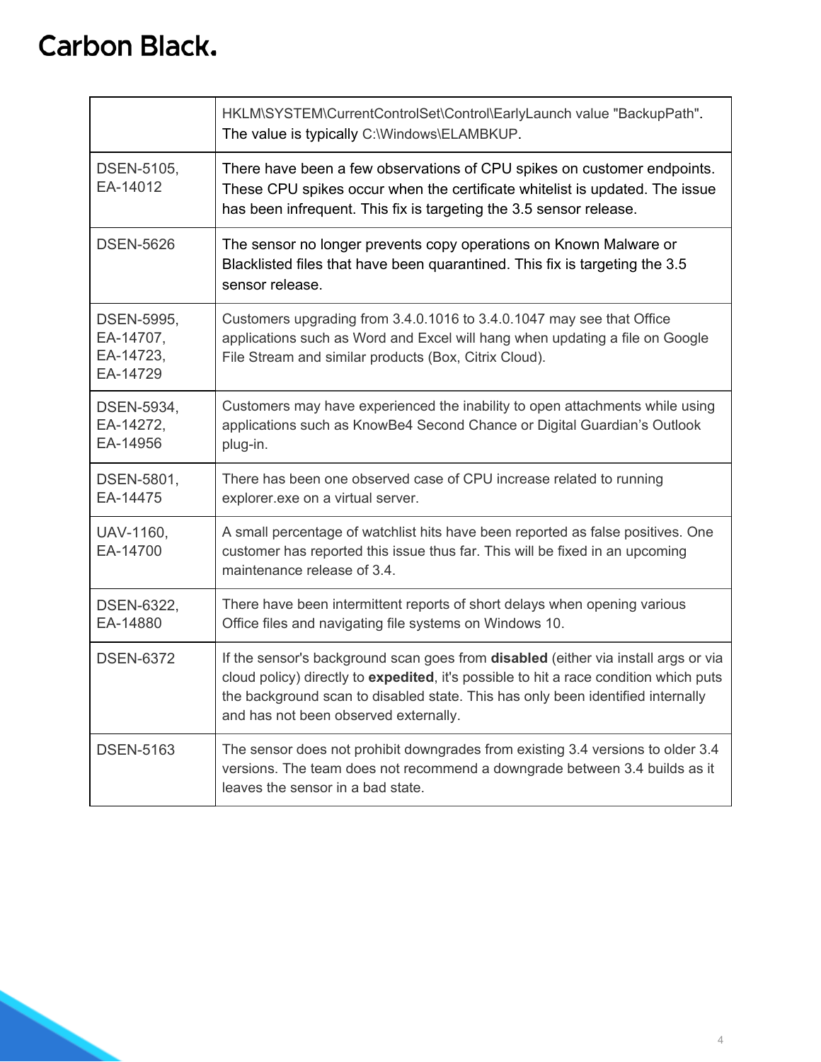| | |
|---|---|
| | HKLM\SYSTEM\CurrentControlSet\Control\EarlyLaunch value "BackupPath". The value is typically C:\Windows\ELAMBKUP. |
| DSEN-5105, EA-14012 | There have been a few observations of CPU spikes on customer endpoints. These CPU spikes occur when the certificate whitelist is updated. The issue has been infrequent. This fix is targeting the 3.5 sensor release. |
| DSEN-5626 | The sensor no longer prevents copy operations on Known Malware or Blacklisted files that have been quarantined. This fix is targeting the 3.5 sensor release. |
| DSEN-5995, EA-14707, EA-14723, EA-14729 | Customers upgrading from 3.4.0.1016 to 3.4.0.1047 may see that Office applications such as Word and Excel will hang when updating a file on Google File Stream and similar products (Box, Citrix Cloud). |
| DSEN-5934, EA-14272, EA-14956 | Customers may have experienced the inability to open attachments while using applications such as KnowBe4 Second Chance or Digital Guardian's Outlook plug-in. |
| DSEN-5801, EA-14475 | There has been one observed case of CPU increase related to running explorer.exe on a virtual server. |
| UAV-1160, EA-14700 | A small percentage of watchlist hits have been reported as false positives. One customer has reported this issue thus far. This will be fixed in an upcoming maintenance release of 3.4. |
| DSEN-6322, EA-14880 | There have been intermittent reports of short delays when opening various Office files and navigating file systems on Windows 10. |
| DSEN-6372 | If the sensor's background scan goes from **disabled** (either via install args or via cloud policy) directly to **expedited**, it's possible to hit a race condition which puts the background scan to disabled state. This has only been identified internally and has not been observed externally. |
| DSEN-5163 | The sensor does not prohibit downgrades from existing 3.4 versions to older 3.4 versions. The team does not recommend a downgrade between 3.4 builds as it leaves the sensor in a bad state. |